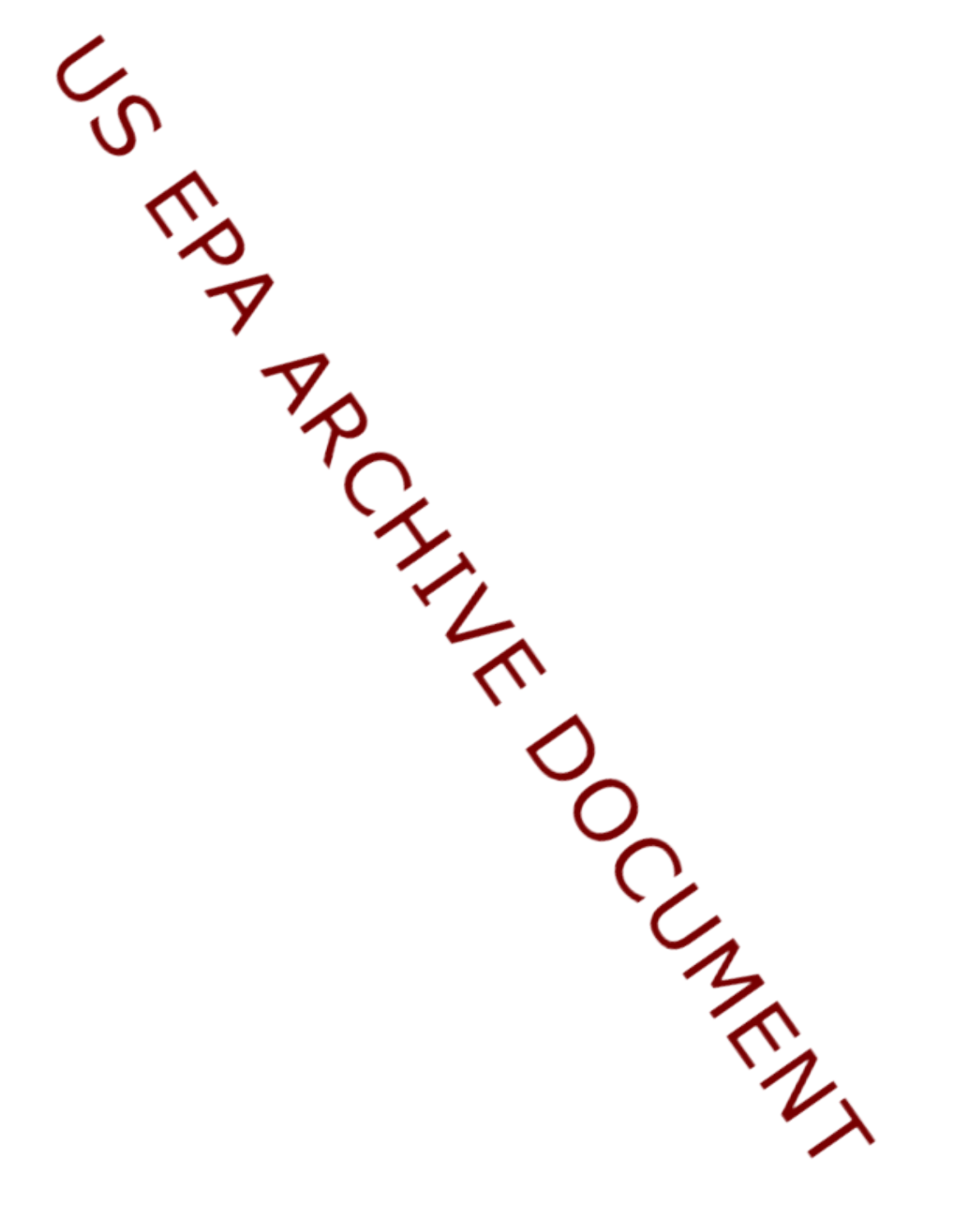US EPA ARCHIVE DOCUMENT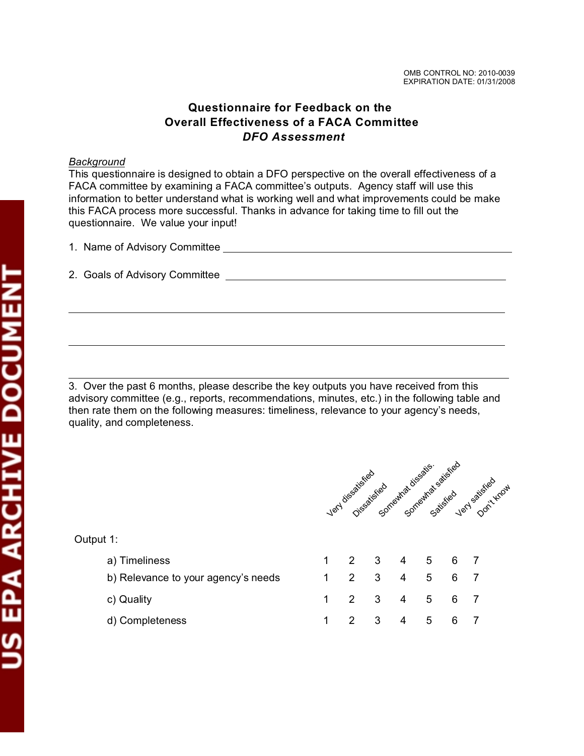OMB CONTROL NO: 2010-0039
EXPIRATION DATE: 01/31/2008

# Questionnaire for Feedback on the Overall Effectiveness of a FACA Committee

## *DFO Assessment*

*Background*

This questionnaire is designed to obtain a DFO perspective on the overall effectiveness of a FACA committee by examining a FACA committee's outputs. Agency staff will use this information to better understand what is working well and what improvements could be make this FACA process more successful. Thanks in advance for taking time to fill out the questionnaire. We value your input!

1. Name of Advisory Committee ____________________________________________

2. Goals of Advisory Committee ____________________________________________

______________________________________________________________________

______________________________________________________________________

______________________________________________________________________

3. Over the past 6 months, please describe the key outputs you have received from this advisory committee (e.g., reports, recommendations, minutes, etc.) in the following table and then rate them on the following measures: timeliness, relevance to your agency's needs, quality, and completeness.

| | Very dissatisfied | Dissatisfied | Somewhat dissatis. | Somewhat satisfied | Satisfied | Very satisfied | Don't know |
|---|---|---|---|---|---|---|---|
| Output 1: | | | | | | | |
| a) Timeliness | 1 | 2 | 3 | 4 | 5 | 6 | 7 |
| b) Relevance to your agency's needs | 1 | 2 | 3 | 4 | 5 | 6 | 7 |
| c) Quality | 1 | 2 | 3 | 4 | 5 | 6 | 7 |
| d) Completeness | 1 | 2 | 3 | 4 | 5 | 6 | 7 |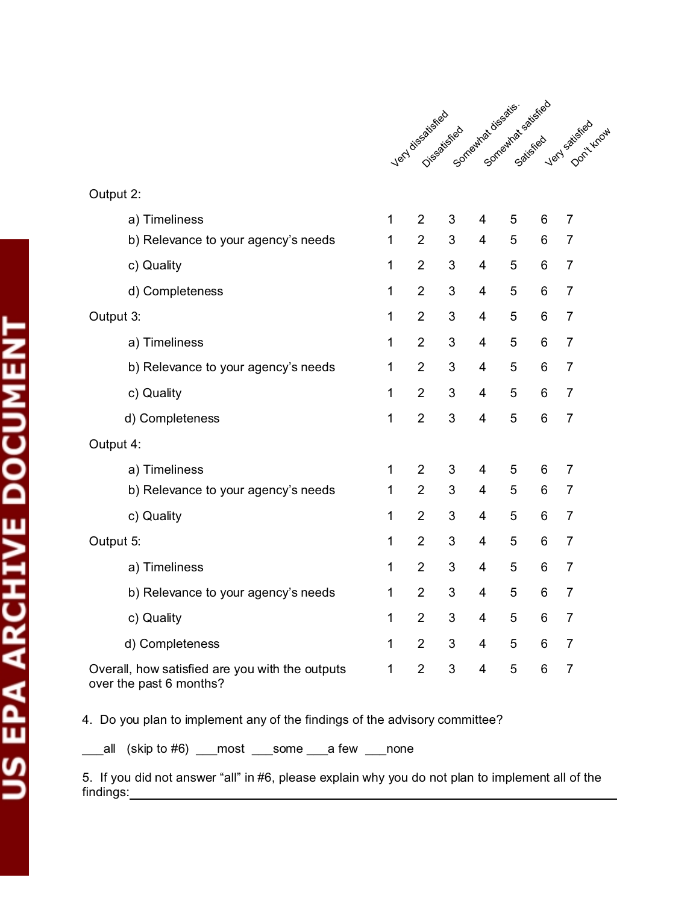| | Very dissatisfied | Dissatisfied | Somewhat dissatis. | Somewhat satisfied | Satisfied | Very satisfied | Don't know |
|---|---|---|---|---|---|---|---|
| Output 2: | | | | | | | |
| a) Timeliness | 1 | 2 | 3 | 4 | 5 | 6 | 7 |
| b) Relevance to your agency's needs | 1 | 2 | 3 | 4 | 5 | 6 | 7 |
| c) Quality | 1 | 2 | 3 | 4 | 5 | 6 | 7 |
| d) Completeness | 1 | 2 | 3 | 4 | 5 | 6 | 7 |
| Output 3: | 1 | 2 | 3 | 4 | 5 | 6 | 7 |
| a) Timeliness | 1 | 2 | 3 | 4 | 5 | 6 | 7 |
| b) Relevance to your agency's needs | 1 | 2 | 3 | 4 | 5 | 6 | 7 |
| c) Quality | 1 | 2 | 3 | 4 | 5 | 6 | 7 |
| d) Completeness | 1 | 2 | 3 | 4 | 5 | 6 | 7 |
| Output 4: | | | | | | | |
| a) Timeliness | 1 | 2 | 3 | 4 | 5 | 6 | 7 |
| b) Relevance to your agency's needs | 1 | 2 | 3 | 4 | 5 | 6 | 7 |
| c) Quality | 1 | 2 | 3 | 4 | 5 | 6 | 7 |
| Output 5: | 1 | 2 | 3 | 4 | 5 | 6 | 7 |
| a) Timeliness | 1 | 2 | 3 | 4 | 5 | 6 | 7 |
| b) Relevance to your agency's needs | 1 | 2 | 3 | 4 | 5 | 6 | 7 |
| c) Quality | 1 | 2 | 3 | 4 | 5 | 6 | 7 |
| d) Completeness | 1 | 2 | 3 | 4 | 5 | 6 | 7 |
| Overall, how satisfied are you with the outputs over the past 6 months? | 1 | 2 | 3 | 4 | 5 | 6 | 7 |

4. Do you plan to implement any of the findings of the advisory committee?

___all (skip to #6) ___most ___some ___a few ___none

5. If you did not answer "all" in #6, please explain why you do not plan to implement all of the findings:________________________________________________________________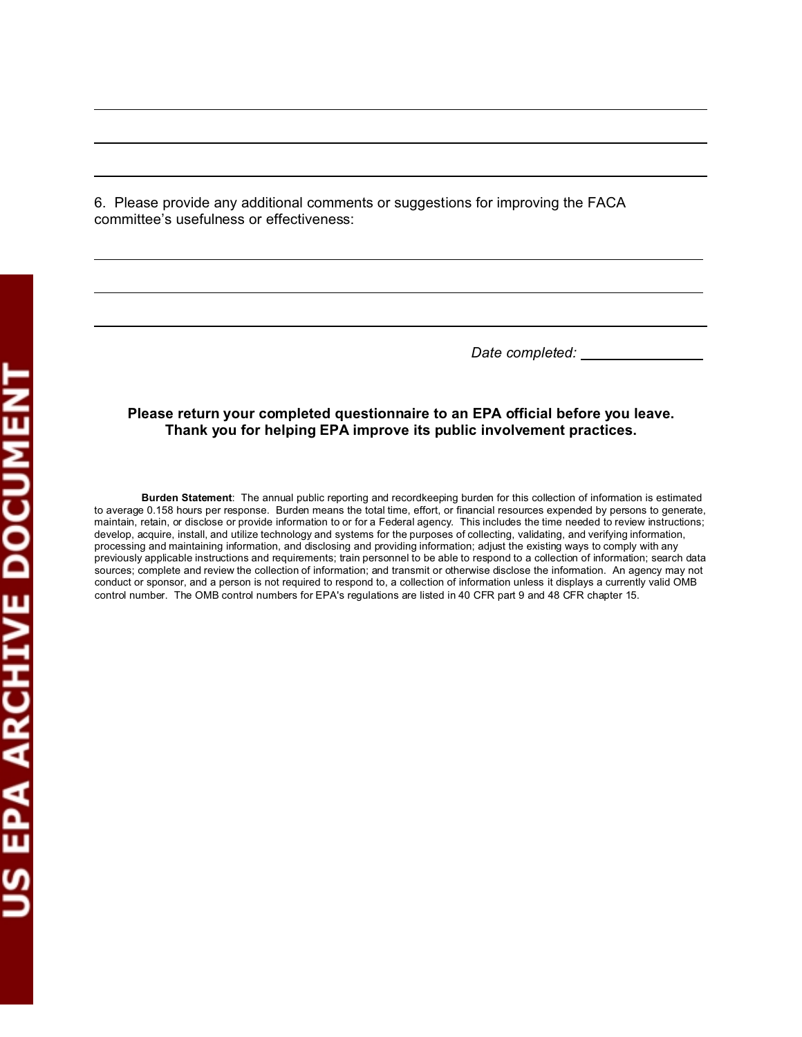6. Please provide any additional comments or suggestions for improving the FACA committee's usefulness or effectiveness:

*Date completed:* \_\_\_\_\_\_\_\_\_\_\_\_\_\_\_\_

**Please return your completed questionnaire to an EPA official before you leave. Thank you for helping EPA improve its public involvement practices.**

**Burden Statement**: The annual public reporting and recordkeeping burden for this collection of information is estimated to average 0.158 hours per response. Burden means the total time, effort, or financial resources expended by persons to generate, maintain, retain, or disclose or provide information to or for a Federal agency. This includes the time needed to review instructions; develop, acquire, install, and utilize technology and systems for the purposes of collecting, validating, and verifying information, processing and maintaining information, and disclosing and providing information; adjust the existing ways to comply with any previously applicable instructions and requirements; train personnel to be able to respond to a collection of information; search data sources; complete and review the collection of information; and transmit or otherwise disclose the information. An agency may not conduct or sponsor, and a person is not required to respond to, a collection of information unless it displays a currently valid OMB control number. The OMB control numbers for EPA's regulations are listed in 40 CFR part 9 and 48 CFR chapter 15.